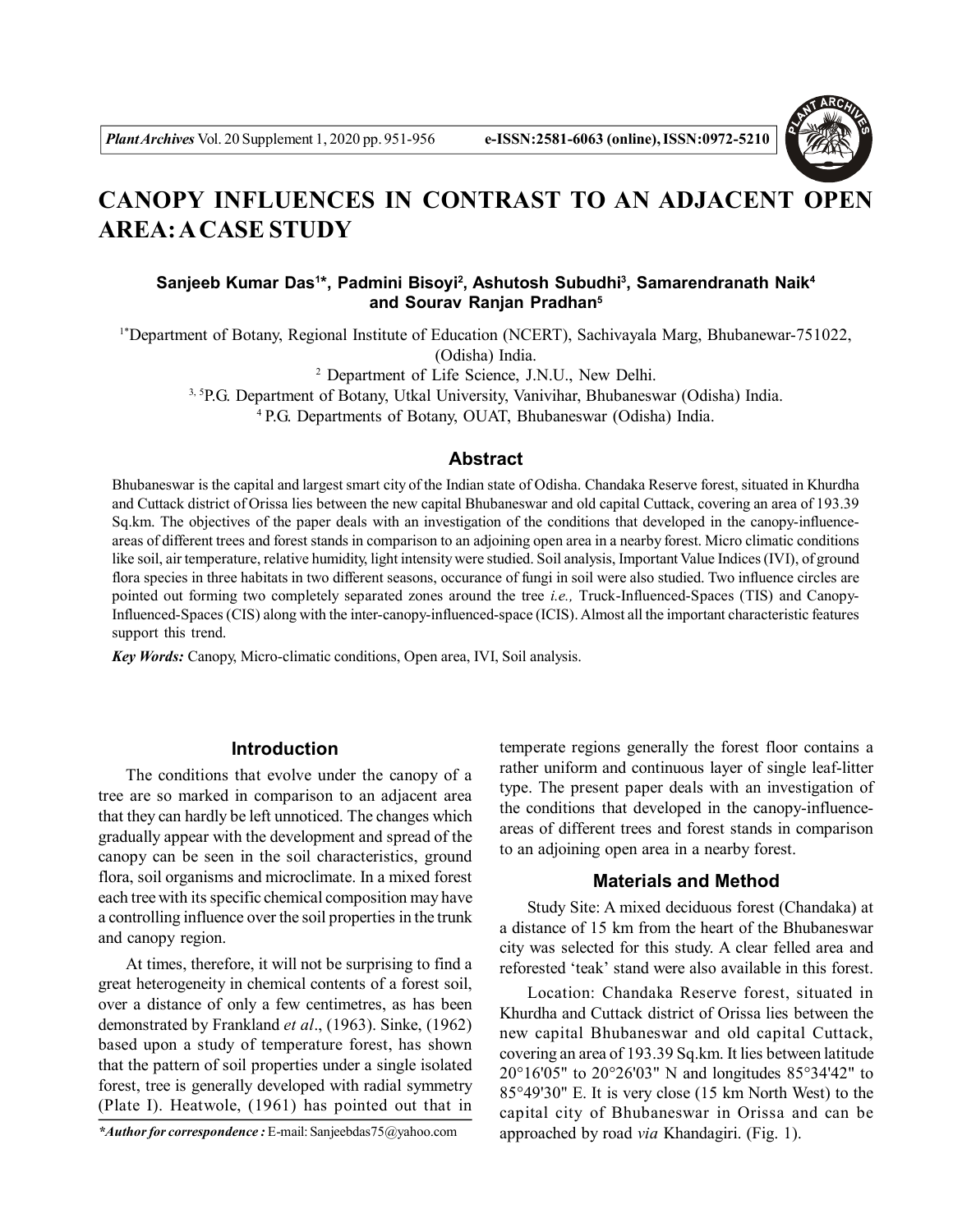# CANOPY INFLUENCES IN CONTRAST TO AN ADJACENT OPEN AREA: A CASE STUDY

**Sanjeeb Kumar Das[1]*, Padmini Bisoyi[2], Ashutosh Subudhi[3], Samarendranath Naik[4] and Sourav Ranjan Pradhan[5]**

[1*]Department of Botany, Regional Institute of Education (NCERT), Sachivayala Marg, Bhubanewar-751022, (Odisha) India.

[2] Department of Life Science, J.N.U., New Delhi.

[3, 5]P.G. Department of Botany, Utkal University, Vanivihar, Bhubaneswar (Odisha) India.

[4] P.G. Departments of Botany, OUAT, Bhubaneswar (Odisha) India.

## Abstract

Bhubaneswar is the capital and largest smart city of the Indian state of Odisha. Chandaka Reserve forest, situated in Khurdha and Cuttack district of Orissa lies between the new capital Bhubaneswar and old capital Cuttack, covering an area of 193.39 Sq.km. The objectives of the paper deals with an investigation of the conditions that developed in the canopy-influence-areas of different trees and forest stands in comparison to an adjoining open area in a nearby forest. Micro climatic conditions like soil, air temperature, relative humidity, light intensity were studied. Soil analysis, Important Value Indices (IVI), of ground flora species in three habitats in two different seasons, occurance of fungi in soil were also studied. Two influence circles are pointed out forming two completely separated zones around the tree *i.e.,* Truck-Influenced-Spaces (TIS) and Canopy-Influenced-Spaces (CIS) along with the inter-canopy-influenced-space (ICIS). Almost all the important characteristic features support this trend.

***Key Words:*** Canopy, Micro-climatic conditions, Open area, IVI, Soil analysis.

## Introduction

The conditions that evolve under the canopy of a tree are so marked in comparison to an adjacent area that they can hardly be left unnoticed. The changes which gradually appear with the development and spread of the canopy can be seen in the soil characteristics, ground flora, soil organisms and microclimate. In a mixed forest each tree with its specific chemical composition may have a controlling influence over the soil properties in the trunk and canopy region.

At times, therefore, it will not be surprising to find a great heterogeneity in chemical contents of a forest soil, over a distance of only a few centimetres, as has been demonstrated by Frankland *et al*., (1963). Sinke, (1962) based upon a study of temperature forest, has shown that the pattern of soil properties under a single isolated forest, tree is generally developed with radial symmetry (Plate I). Heatwole, (1961) has pointed out that in temperate regions generally the forest floor contains a rather uniform and continuous layer of single leaf-litter type. The present paper deals with an investigation of the conditions that developed in the canopy-influence-areas of different trees and forest stands in comparison to an adjoining open area in a nearby forest.

## Materials and Method

Study Site: A mixed deciduous forest (Chandaka) at a distance of 15 km from the heart of the Bhubaneswar city was selected for this study. A clear felled area and reforested 'teak' stand were also available in this forest.

Location: Chandaka Reserve forest, situated in Khurdha and Cuttack district of Orissa lies between the new capital Bhubaneswar and old capital Cuttack, covering an area of 193.39 Sq.km. It lies between latitude 20°16'05" to 20°26'03" N and longitudes 85°34'42" to 85°49'30" E. It is very close (15 km North West) to the capital city of Bhubaneswar in Orissa and can be approached by road *via* Khandagiri. (Fig. 1).

**\*Author for correspondence :** E-mail: Sanjeebdas75@yahoo.com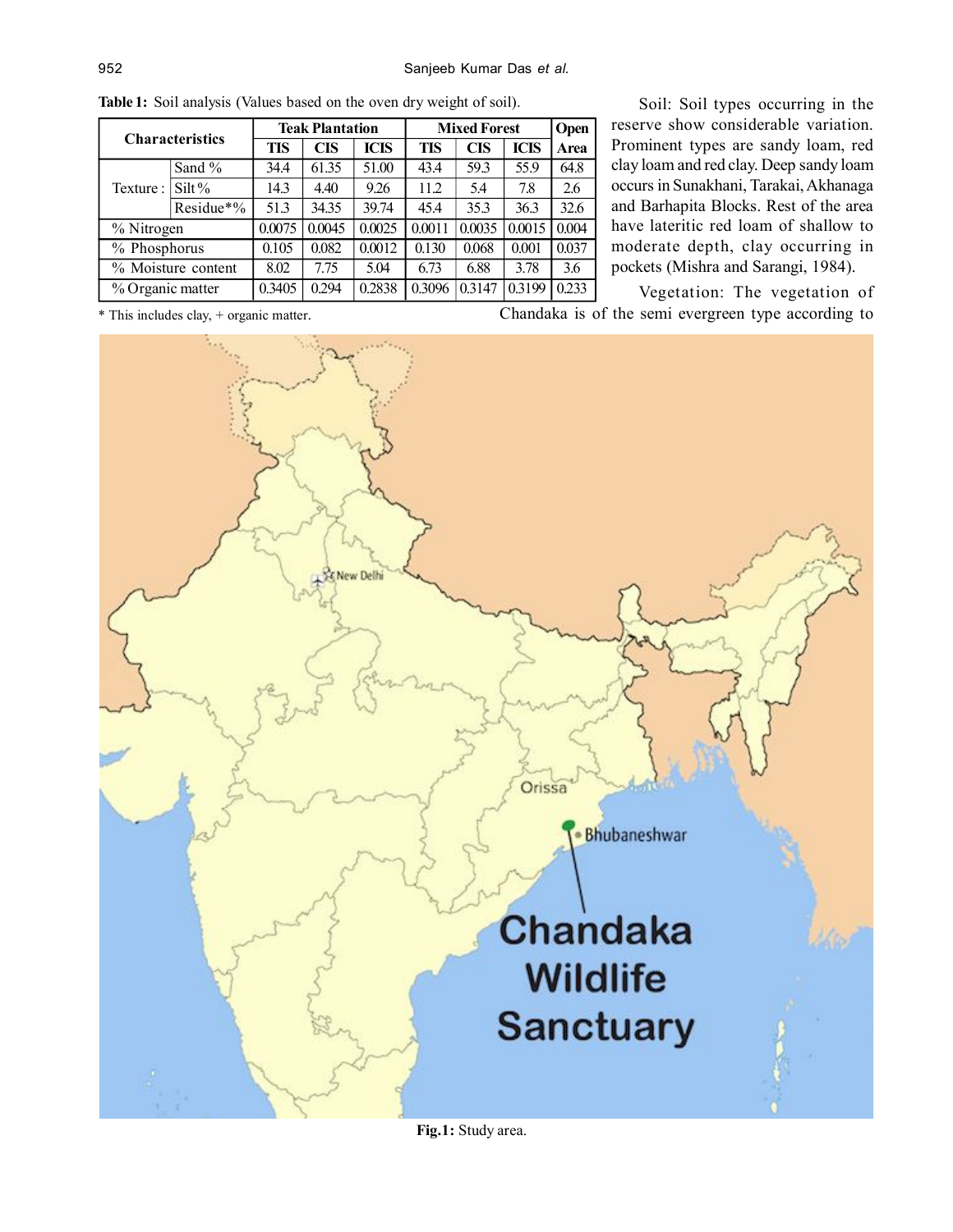**Table 1:** Soil analysis (Values based on the oven dry weight of soil).

| Characteristics | | Teak Plantation | | | Mixed Forest | | | Open |
|---|---|---|---|---|---|---|---|---|
| | | TIS | CIS | ICIS | TIS | CIS | ICIS | Area |
| Texture : | Sand % | 34.4 | 61.35 | 51.00 | 43.4 | 59.3 | 55.9 | 64.8 |
| | Silt% | 14.3 | 4.40 | 9.26 | 11.2 | 5.4 | 7.8 | 2.6 |
| | Residue*% | 51.3 | 34.35 | 39.74 | 45.4 | 35.3 | 36.3 | 32.6 |
| % Nitrogen | | 0.0075 | 0.0045 | 0.0025 | 0.0011 | 0.0035 | 0.0015 | 0.004 |
| % Phosphorus | | 0.105 | 0.082 | 0.0012 | 0.130 | 0.068 | 0.001 | 0.037 |
| % Moisture content | | 8.02 | 7.75 | 5.04 | 6.73 | 6.88 | 3.78 | 3.6 |
| % Organic matter | | 0.3405 | 0.294 | 0.2838 | 0.3096 | 0.3147 | 0.3199 | 0.233 |

* This includes clay, + organic matter.

Soil: Soil types occurring in the reserve show considerable variation. Prominent types are sandy loam, red clay loam and red clay. Deep sandy loam occurs in Sunakhani, Tarakai, Akhanaga and Barhapita Blocks. Rest of the area have lateritic red loam of shallow to moderate depth, clay occurring in pockets (Mishra and Sarangi, 1984).

Vegetation: The vegetation of Chandaka is of the semi evergreen type according to

**Fig.1:** Study area.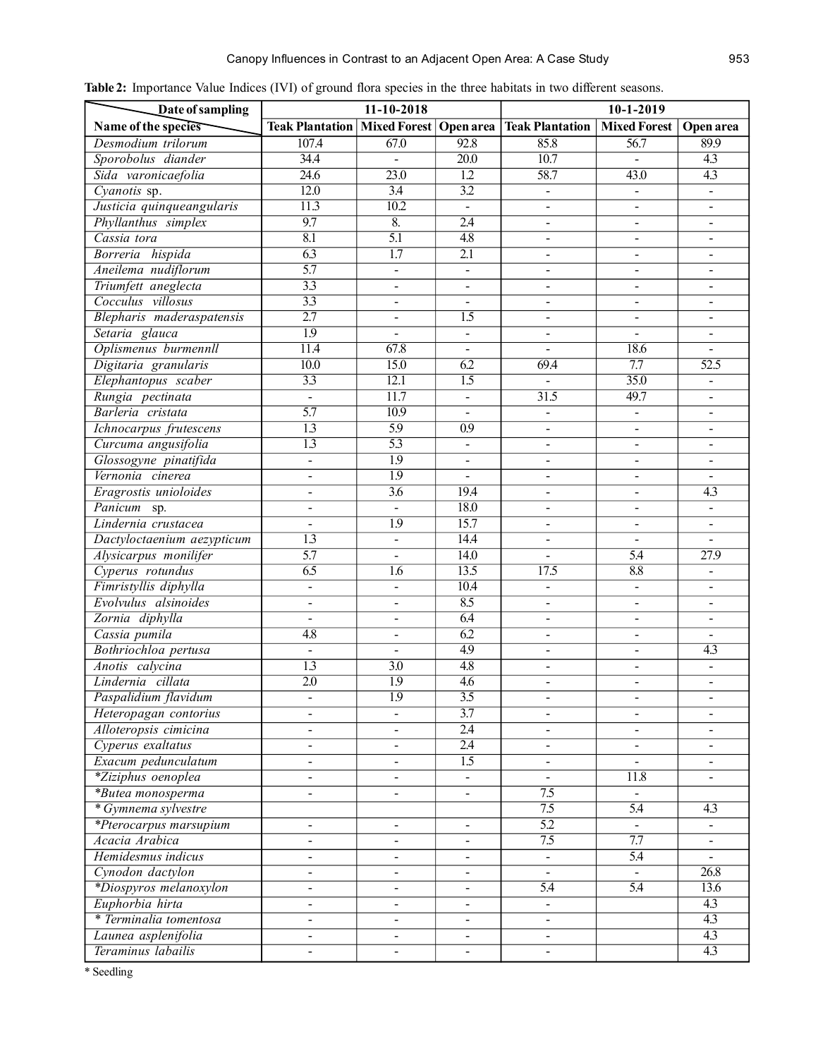**Table 2:** Importance Value Indices (IVI) of ground flora species in the three habitats in two different seasons.

| Date of sampling / Name of the species | 11-10-2018 | | | 10-1-2019 | | |
|---|---|---|---|---|---|---|
| | Teak Plantation | Mixed Forest | Open area | Teak Plantation | Mixed Forest | Open area |
| *Desmodium trilorum* | 107.4 | 67.0 | 92.8 | 85.8 | 56.7 | 89.9 |
| *Sporobolus diander* | 34.4 | - | 20.0 | 10.7 | - | 4.3 |
| *Sida varonicaefolia* | 24.6 | 23.0 | 1.2 | 58.7 | 43.0 | 4.3 |
| *Cyanotis* sp. | 12.0 | 3.4 | 3.2 | - | - | - |
| *Justicia quinqueangularis* | 11.3 | 10.2 | - | - | - | - |
| *Phyllanthus simplex* | 9.7 | 8. | 2.4 | - | - | - |
| *Cassia tora* | 8.1 | 5.1 | 4.8 | - | - | - |
| *Borreria hispida* | 6.3 | 1.7 | 2.1 | - | - | - |
| *Aneilema nudiflorum* | 5.7 | - | - | - | - | - |
| *Triumfett aneglecta* | 3.3 | - | - | - | - | - |
| *Cocculus villosus* | 3.3 | - | - | - | - | - |
| *Blepharis maderaspatensis* | 2.7 | - | 1.5 | - | - | - |
| *Setaria glauca* | 1.9 | - | - | - | - | - |
| *Oplismenus burmennll* | 11.4 | 67.8 | - | - | 18.6 | - |
| *Digitaria granularis* | 10.0 | 15.0 | 6.2 | 69.4 | 7.7 | 52.5 |
| *Elephantopus scaber* | 3.3 | 12.1 | 1.5 | - | 35.0 | - |
| *Rungia pectinata* | - | 11.7 | - | 31.5 | 49.7 | - |
| *Barleria cristata* | 5.7 | 10.9 | - | - | - | - |
| *Ichnocarpus frutescens* | 1.3 | 5.9 | 0.9 | - | - | - |
| *Curcuma angusifolia* | 1.3 | 5.3 | - | - | - | - |
| *Glossogyne pinatifida* | - | 1.9 | - | - | - | - |
| *Vernonia cinerea* | - | 1.9 | - | - | - | - |
| *Eragrostis unioloides* | - | 3.6 | 19.4 | - | - | 4.3 |
| *Panicum* sp. | - | - | 18.0 | - | - | - |
| *Lindernia crustacea* | - | 1.9 | 15.7 | - | - | - |
| *Dactyloctaenium aezypticum* | 1.3 | - | 14.4 | - | - | - |
| *Alysicarpus monilifer* | 5.7 | - | 14.0 | - | 5.4 | 27.9 |
| *Cyperus rotundus* | 6.5 | 1.6 | 13.5 | 17.5 | 8.8 | - |
| *Fimristyllis diphylla* | - | - | 10.4 | - | - | - |
| *Evolvulus alsinoides* | - | - | 8.5 | - | - | - |
| *Zornia diphylla* | - | - | 6.4 | - | - | - |
| *Cassia pumila* | 4.8 | - | 6.2 | - | - | - |
| *Bothriochloa pertusa* | - | - | 4.9 | - | - | 4.3 |
| *Anotis calycina* | 1.3 | 3.0 | 4.8 | - | - | - |
| *Lindernia cillata* | 2.0 | 1.9 | 4.6 | - | - | - |
| *Paspalidium flavidum* | - | 1.9 | 3.5 | - | - | - |
| *Heteropagan contorius* | - | - | 3.7 | - | - | - |
| *Alloteropsis cimicina* | - | - | 2.4 | - | - | - |
| *Cyperus exaltatus* | - | - | 2.4 | - | - | - |
| *Exacum pedunculatum* | - | - | 1.5 | - | - | - |
| **Ziziphus oenoplea* | - | - | - | - | 11.8 | - |
| **Butea monosperma* | - | - | - | 7.5 | - | |
| * *Gymnema sylvestre* | | | | 7.5 | 5.4 | 4.3 |
| **Pterocarpus marsupium* | - | - | - | 5.2 | - | - |
| *Acacia Arabica* | - | - | - | 7.5 | 7.7 | - |
| *Hemidesmus indicus* | - | - | - | - | 5.4 | - |
| *Cynodon dactylon* | - | - | - | - | - | 26.8 |
| **Diospyros melanoxylon* | - | - | - | 5.4 | 5.4 | 13.6 |
| *Euphorbia hirta* | - | - | - | - | | 4.3 |
| * *Terminalia tomentosa* | - | - | - | - | | 4.3 |
| *Launea asplenifolia* | - | - | - | - | | 4.3 |
| *Teraminus labailis* | - | - | - | - | | 4.3 |

* Seedling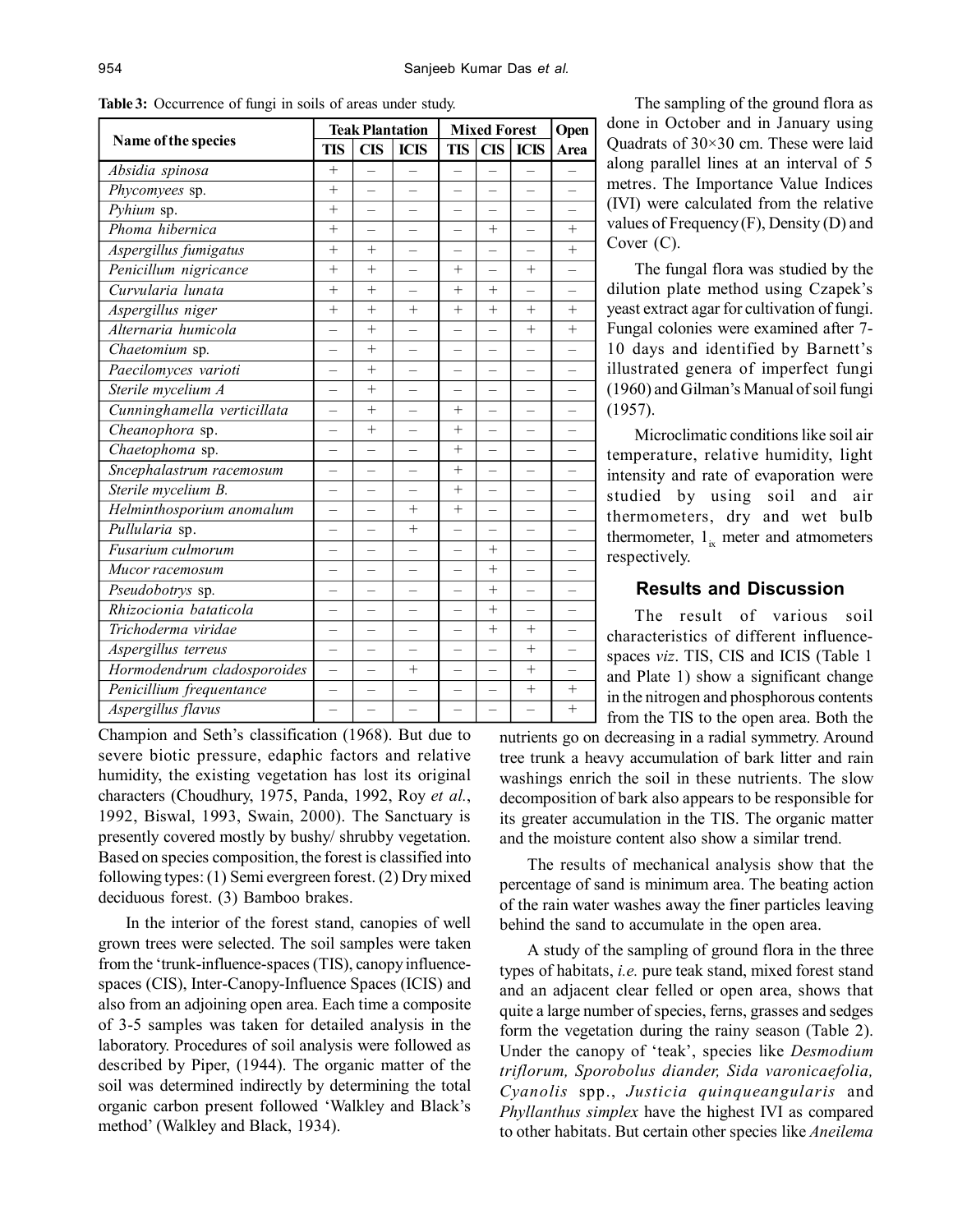**Table 3:** Occurrence of fungi in soils of areas under study.

| Name of the species | Teak Plantation | | | Mixed Forest | | | Open |
|---|---|---|---|---|---|---|---|
| | TIS | CIS | ICIS | TIS | CIS | ICIS | Area |
| *Absidia spinosa* | + | – | – | – | – | – | – |
| *Phycomyees* sp. | + | – | – | – | – | – | – |
| *Pyhium* sp. | + | – | – | – | – | – | – |
| *Phoma hibernica* | + | – | – | – | + | – | + |
| *Aspergillus fumigatus* | + | + | – | – | – | – | + |
| *Penicillum nigricance* | + | + | – | + | – | + | – |
| *Curvularia lunata* | + | + | – | + | + | – | – |
| *Aspergillus niger* | + | + | + | + | + | + | + |
| *Alternaria humicola* | – | + | – | – | – | + | + |
| *Chaetomium* sp. | – | + | – | – | – | – | – |
| *Paecilomyces varioti* | – | + | – | – | – | – | – |
| *Sterile mycelium A* | – | + | – | – | – | – | – |
| *Cunninghamella verticillata* | – | + | – | + | – | – | – |
| *Cheanophora* sp. | – | + | – | + | – | – | – |
| *Chaetophoma* sp. | – | – | – | + | – | – | – |
| *Sncephalastrum racemosum* | – | – | – | + | – | – | – |
| *Sterile mycelium B.* | – | – | – | + | – | – | – |
| *Helminthosporium anomalum* | – | – | + | + | – | – | – |
| *Pullularia* sp. | – | – | + | – | – | – | – |
| *Fusarium culmorum* | – | – | – | – | + | – | – |
| *Mucor racemosum* | – | – | – | – | + | – | – |
| *Pseudobotrys* sp. | – | – | – | – | + | – | – |
| *Rhizocionia bataticola* | – | – | – | – | + | – | – |
| *Trichoderma viridae* | – | – | – | – | + | + | – |
| *Aspergillus terreus* | – | – | – | – | – | + | – |
| *Hormodendrum cladosporoides* | – | – | + | – | – | + | – |
| *Penicillium frequentance* | – | – | – | – | – | + | + |
| *Aspergillus flavus* | – | – | – | – | – | – | + |

Champion and Seth's classification (1968). But due to severe biotic pressure, edaphic factors and relative humidity, the existing vegetation has lost its original characters (Choudhury, 1975, Panda, 1992, Roy *et al.*, 1992, Biswal, 1993, Swain, 2000). The Sanctuary is presently covered mostly by bushy/ shrubby vegetation. Based on species composition, the forest is classified into following types: (1) Semi evergreen forest. (2) Dry mixed deciduous forest. (3) Bamboo brakes.

In the interior of the forest stand, canopies of well grown trees were selected. The soil samples were taken from the 'trunk-influence-spaces (TIS), canopy influence-spaces (CIS), Inter-Canopy-Influence Spaces (ICIS) and also from an adjoining open area. Each time a composite of 3-5 samples was taken for detailed analysis in the laboratory. Procedures of soil analysis were followed as described by Piper, (1944). The organic matter of the soil was determined indirectly by determining the total organic carbon present followed 'Walkley and Black's method' (Walkley and Black, 1934).

The sampling of the ground flora as done in October and in January using Quadrats of 30×30 cm. These were laid along parallel lines at an interval of 5 metres. The Importance Value Indices (IVI) were calculated from the relative values of Frequency (F), Density (D) and Cover (C).

The fungal flora was studied by the dilution plate method using Czapek's yeast extract agar for cultivation of fungi. Fungal colonies were examined after 7-10 days and identified by Barnett's illustrated genera of imperfect fungi (1960) and Gilman's Manual of soil fungi (1957).

Microclimatic conditions like soil air temperature, relative humidity, light intensity and rate of evaporation were studied by using soil and air thermometers, dry and wet bulb thermometer, $1_{ix}$ meter and atmometers respectively.

## Results and Discussion

The result of various soil characteristics of different influence-spaces *viz*. TIS, CIS and ICIS (Table 1 and Plate 1) show a significant change in the nitrogen and phosphorous contents from the TIS to the open area. Both the nutrients go on decreasing in a radial symmetry. Around tree trunk a heavy accumulation of bark litter and rain washings enrich the soil in these nutrients. The slow decomposition of bark also appears to be responsible for its greater accumulation in the TIS. The organic matter and the moisture content also show a similar trend.

The results of mechanical analysis show that the percentage of sand is minimum area. The beating action of the rain water washes away the finer particles leaving behind the sand to accumulate in the open area.

A study of the sampling of ground flora in the three types of habitats, *i.e.* pure teak stand, mixed forest stand and an adjacent clear felled or open area, shows that quite a large number of species, ferns, grasses and sedges form the vegetation during the rainy season (Table 2). Under the canopy of 'teak', species like *Desmodium triflorum, Sporobolus diander, Sida varonicaefolia, Cyanolis* spp., *Justicia quinqueangularis* and *Phyllanthus simplex* have the highest IVI as compared to other habitats. But certain other species like *Aneilema*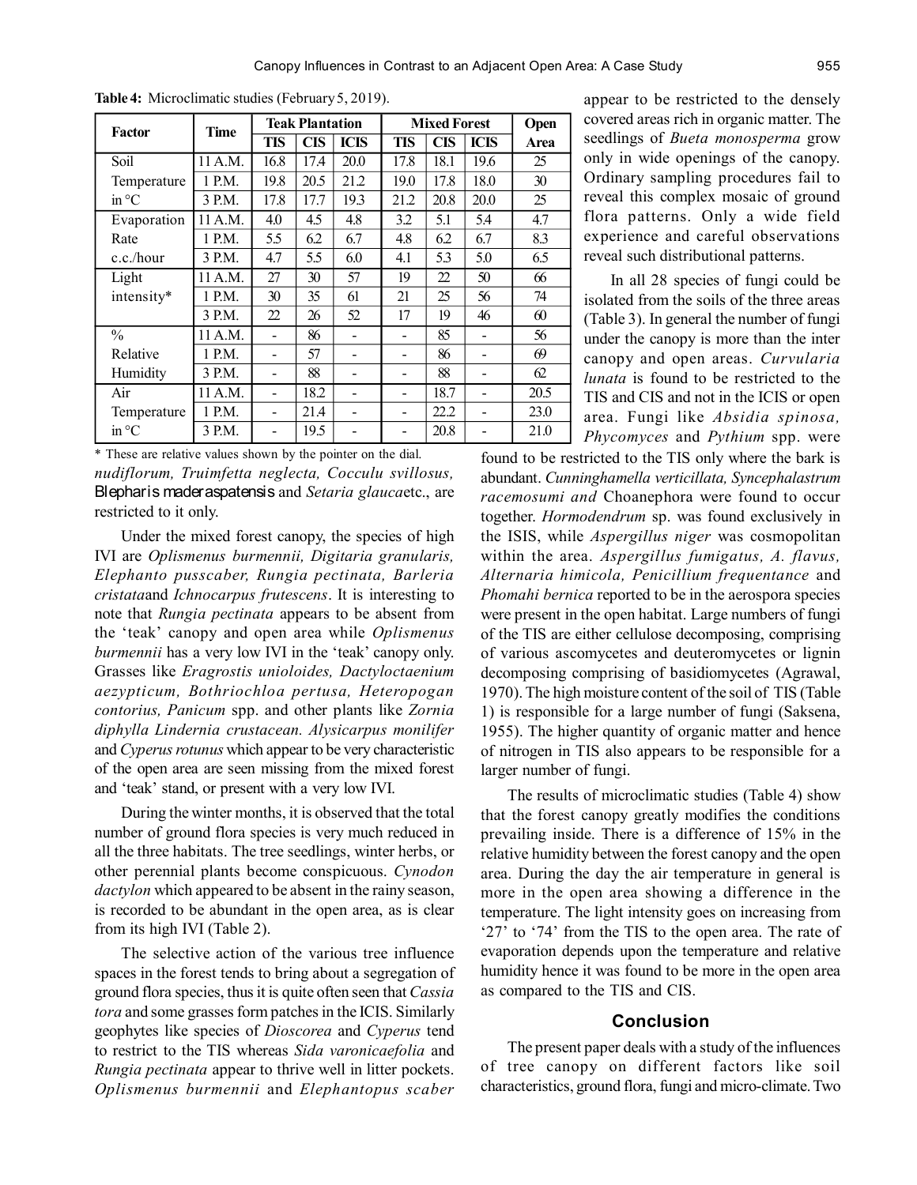**Table 4:** Microclimatic studies (February 5, 2019).

| Factor | Time | Teak Plantation | | | Mixed Forest | | | Open |
|---|---|---|---|---|---|---|---|---|
| | | TIS | CIS | ICIS | TIS | CIS | ICIS | Area |
| Soil Temperature in °C | 11 A.M. | 16.8 | 17.4 | 20.0 | 17.8 | 18.1 | 19.6 | 25 |
| | 1 P.M. | 19.8 | 20.5 | 21.2 | 19.0 | 17.8 | 18.0 | 30 |
| | 3 P.M. | 17.8 | 17.7 | 19.3 | 21.2 | 20.8 | 20.0 | 25 |
| Evaporation Rate c.c./hour | 11 A.M. | 4.0 | 4.5 | 4.8 | 3.2 | 5.1 | 5.4 | 4.7 |
| | 1 P.M. | 5.5 | 6.2 | 6.7 | 4.8 | 6.2 | 6.7 | 8.3 |
| | 3 P.M. | 4.7 | 5.5 | 6.0 | 4.1 | 5.3 | 5.0 | 6.5 |
| Light intensity* | 11 A.M. | 27 | 30 | 57 | 19 | 22 | 50 | 66 |
| | 1 P.M. | 30 | 35 | 61 | 21 | 25 | 56 | 74 |
| | 3 P.M. | 22 | 26 | 52 | 17 | 19 | 46 | 60 |
| % Relative Humidity | 11 A.M. | - | 86 | - | - | 85 | - | 56 |
| | 1 P.M. | - | 57 | - | - | 86 | - | 69 |
| | 3 P.M. | - | 88 | - | - | 88 | - | 62 |
| Air Temperature in °C | 11 A.M. | - | 18.2 | - | - | 18.7 | - | 20.5 |
| | 1 P.M. | - | 21.4 | - | - | 22.2 | - | 23.0 |
| | 3 P.M. | - | 19.5 | - | - | 20.8 | - | 21.0 |

\* These are relative values shown by the pointer on the dial.

*nudiflorum, Truimfetta neglecta, Cocculu svillosus,* *Blepharis maderaspatensis* and *Setaria glauca*etc., are restricted to it only.

Under the mixed forest canopy, the species of high IVI are *Oplismenus burmennii, Digitaria granularis, Elephanto pusscaber, Rungia pectinata, Barleria cristata*and *Ichnocarpus frutescens*. It is interesting to note that *Rungia pectinata* appears to be absent from the 'teak' canopy and open area while *Oplismenus burmennii* has a very low IVI in the 'teak' canopy only. Grasses like *Eragrostis unioloides, Dactyloctaenium aezypticum, Bothriochloa pertusa, Heteropogan contorius, Panicum* spp. and other plants like *Zornia diphylla Lindernia crustacean. Alysicarpus monilifer* and *Cyperus rotunus* which appear to be very characteristic of the open area are seen missing from the mixed forest and 'teak' stand, or present with a very low IVI.

During the winter months, it is observed that the total number of ground flora species is very much reduced in all the three habitats. The tree seedlings, winter herbs, or other perennial plants become conspicuous. *Cynodon dactylon* which appeared to be absent in the rainy season, is recorded to be abundant in the open area, as is clear from its high IVI (Table 2).

The selective action of the various tree influence spaces in the forest tends to bring about a segregation of ground flora species, thus it is quite often seen that *Cassia tora* and some grasses form patches in the ICIS. Similarly geophytes like species of *Dioscorea* and *Cyperus* tend to restrict to the TIS whereas *Sida varonicaefolia* and *Rungia pectinata* appear to thrive well in litter pockets. *Oplismenus burmennii* and *Elephantopus scaber* appear to be restricted to the densely covered areas rich in organic matter. The seedlings of *Bueta monosperma* grow only in wide openings of the canopy. Ordinary sampling procedures fail to reveal this complex mosaic of ground flora patterns. Only a wide field experience and careful observations reveal such distributional patterns.

In all 28 species of fungi could be isolated from the soils of the three areas (Table 3). In general the number of fungi under the canopy is more than the inter canopy and open areas. *Curvularia lunata* is found to be restricted to the TIS and CIS and not in the ICIS or open area. Fungi like *Absidia spinosa, Phycomyces* and *Pythium* spp. were found to be restricted to the TIS only where the bark is abundant. *Cunninghamella verticillata, Syncephalastrum racemosumi and* Choanephora were found to occur together. *Hormodendrum* sp. was found exclusively in the ISIS, while *Aspergillus niger* was cosmopolitan within the area. *Aspergillus fumigatus, A. flavus, Alternaria himicola, Penicillium frequentance* and *Phomahi bernica* reported to be in the aerospora species were present in the open habitat. Large numbers of fungi of the TIS are either cellulose decomposing, comprising of various ascomycetes and deuteromycetes or lignin decomposing comprising of basidiomycetes (Agrawal, 1970). The high moisture content of the soil of TIS (Table 1) is responsible for a large number of fungi (Saksena, 1955). The higher quantity of organic matter and hence of nitrogen in TIS also appears to be responsible for a larger number of fungi.

The results of microclimatic studies (Table 4) show that the forest canopy greatly modifies the conditions prevailing inside. There is a difference of 15% in the relative humidity between the forest canopy and the open area. During the day the air temperature in general is more in the open area showing a difference in the temperature. The light intensity goes on increasing from '27' to '74' from the TIS to the open area. The rate of evaporation depends upon the temperature and relative humidity hence it was found to be more in the open area as compared to the TIS and CIS.

## Conclusion

The present paper deals with a study of the influences of tree canopy on different factors like soil characteristics, ground flora, fungi and micro-climate. Two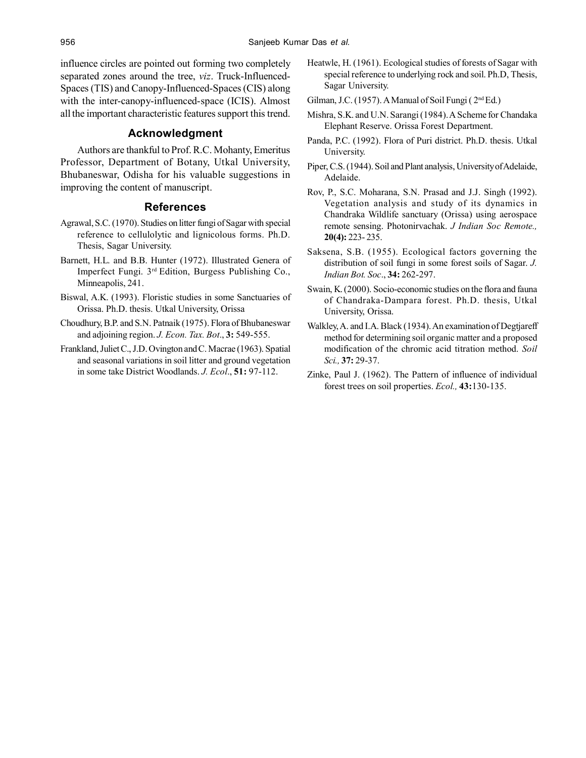influence circles are pointed out forming two completely separated zones around the tree, *viz*. Truck-Influenced-Spaces (TIS) and Canopy-Influenced-Spaces (CIS) along with the inter-canopy-influenced-space (ICIS). Almost all the important characteristic features support this trend.

## Acknowledgment

Authors are thankful to Prof. R.C. Mohanty, Emeritus Professor, Department of Botany, Utkal University, Bhubaneswar, Odisha for his valuable suggestions in improving the content of manuscript.

## References

Agrawal, S.C. (1970). Studies on litter fungi of Sagar with special reference to cellulolytic and lignicolous forms. Ph.D. Thesis, Sagar University.

Barnett, H.L. and B.B. Hunter (1972). Illustrated Genera of Imperfect Fungi. 3rd Edition, Burgess Publishing Co., Minneapolis, 241.

Biswal, A.K. (1993). Floristic studies in some Sanctuaries of Orissa. Ph.D. thesis. Utkal University, Orissa

Choudhury, B.P. and S.N. Patnaik (1975). Flora of Bhubaneswar and adjoining region. *J. Econ. Tax. Bot*., **3:** 549-555.

Frankland, Juliet C., J.D. Ovington and C. Macrae (1963). Spatial and seasonal variations in soil litter and ground vegetation in some take District Woodlands. *J. Ecol*., **51:** 97-112.

Heatwle, H. (1961). Ecological studies of forests of Sagar with special reference to underlying rock and soil. Ph.D, Thesis, Sagar University.

Gilman, J.C. (1957). A Manual of Soil Fungi ( 2nd Ed.)

Mishra, S.K. and U.N. Sarangi (1984). A Scheme for Chandaka Elephant Reserve. Orissa Forest Department.

Panda, P.C. (1992). Flora of Puri district. Ph.D. thesis. Utkal University.

Piper, C.S. (1944). Soil and Plant analysis, University of Adelaide, Adelaide.

Rov, P., S.C. Moharana, S.N. Prasad and J.J. Singh (1992). Vegetation analysis and study of its dynamics in Chandraka Wildlife sanctuary (Orissa) using aerospace remote sensing. Photonirvachak. *J Indian Soc Remote.,* **20(4):** 223- 235.

Saksena, S.B. (1955). Ecological factors governing the distribution of soil fungi in some forest soils of Sagar. *J. Indian Bot. Soc*., **34:** 262-297.

Swain, K. (2000). Socio-economic studies on the flora and fauna of Chandraka-Dampara forest. Ph.D. thesis, Utkal University, Orissa.

Walkley, A. and I.A. Black (1934). An examination of Degtjareff method for determining soil organic matter and a proposed modification of the chromic acid titration method. *Soil Sci.,* **37:** 29-37.

Zinke, Paul J. (1962). The Pattern of influence of individual forest trees on soil properties. *Ecol.,* **43:**130-135.